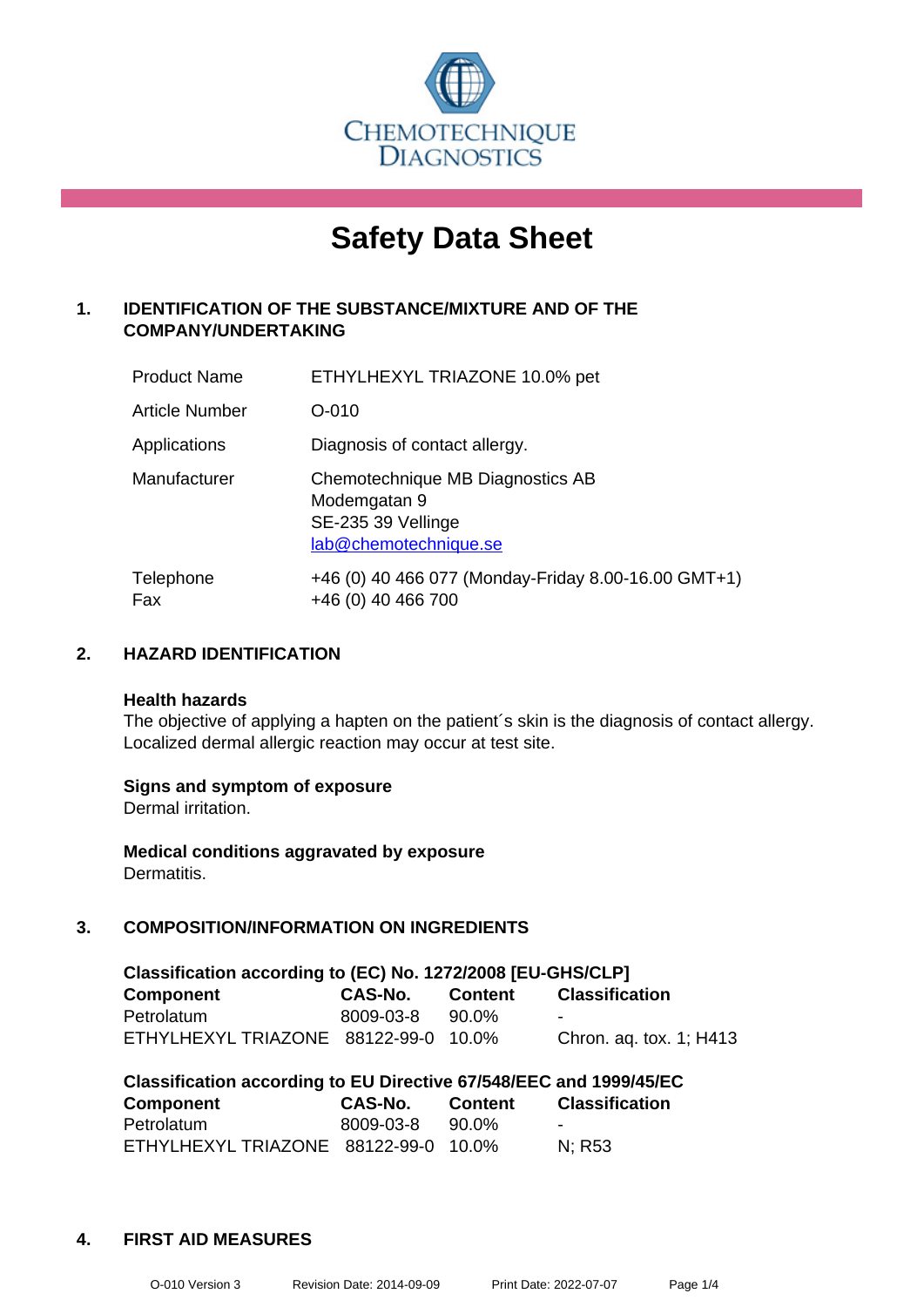CHEMOTECHNIQUE DIAGNOSTICS

# Safety Data Sheet

## 1. IDENTIFICATION OF THE SUBSTANCE/MIXTURE AND OF THE COMPANY/UNDERTAKING

| | |
|---|---|
| Product Name | ETHYLHEXYL TRIAZONE 10.0% pet |
| Article Number | O-010 |
| Applications | Diagnosis of contact allergy. |
| Manufacturer | Chemotechnique MB Diagnostics AB<br>Modemgatan 9<br>SE-235 39 Vellinge<br>lab@chemotechnique.se |
| Telephone<br>Fax | +46 (0) 40 466 077 (Monday-Friday 8.00-16.00 GMT+1)<br>+46 (0) 40 466 700 |

## 2. HAZARD IDENTIFICATION

**Health hazards**
The objective of applying a hapten on the patient´s skin is the diagnosis of contact allergy. Localized dermal allergic reaction may occur at test site.

**Signs and symptom of exposure**
Dermal irritation.

**Medical conditions aggravated by exposure**
Dermatitis.

## 3. COMPOSITION/INFORMATION ON INGREDIENTS

**Classification according to (EC) No. 1272/2008 [EU-GHS/CLP]**

| Component | CAS-No. | Content | Classification |
|---|---|---|---|
| Petrolatum | 8009-03-8 | 90.0% | - |
| ETHYLHEXYL TRIAZONE | 88122-99-0 | 10.0% | Chron. aq. tox. 1; H413 |

**Classification according to EU Directive 67/548/EEC and 1999/45/EC**

| Component | CAS-No. | Content | Classification |
|---|---|---|---|
| Petrolatum | 8009-03-8 | 90.0% | - |
| ETHYLHEXYL TRIAZONE | 88122-99-0 | 10.0% | N; R53 |

## 4. FIRST AID MEASURES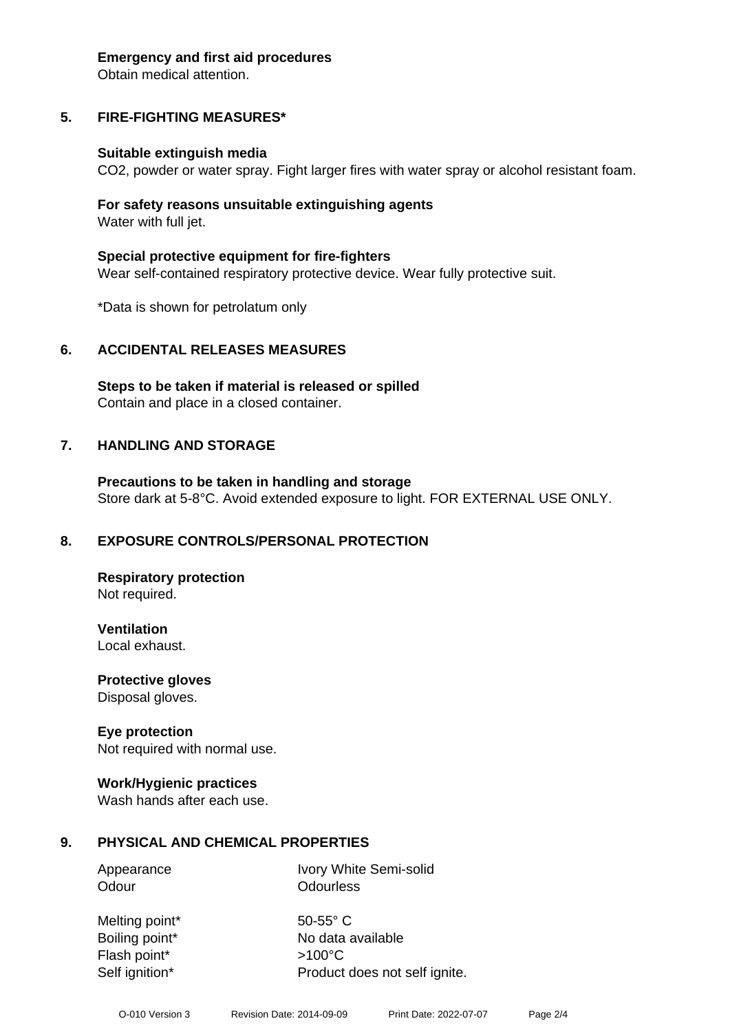**Emergency and first aid procedures**
Obtain medical attention.

## 5. FIRE-FIGHTING MEASURES*

**Suitable extinguish media**
$CO_2$, powder or water spray. Fight larger fires with water spray or alcohol resistant foam.

**For safety reasons unsuitable extinguishing agents**
Water with full jet.

**Special protective equipment for fire-fighters**
Wear self-contained respiratory protective device. Wear fully protective suit.

*Data is shown for petrolatum only

## 6. ACCIDENTAL RELEASES MEASURES

**Steps to be taken if material is released or spilled**
Contain and place in a closed container.

## 7. HANDLING AND STORAGE

**Precautions to be taken in handling and storage**
Store dark at 5-8°C. Avoid extended exposure to light. FOR EXTERNAL USE ONLY.

## 8. EXPOSURE CONTROLS/PERSONAL PROTECTION

**Respiratory protection**
Not required.

**Ventilation**
Local exhaust.

**Protective gloves**
Disposal gloves.

**Eye protection**
Not required with normal use.

**Work/Hygienic practices**
Wash hands after each use.

## 9. PHYSICAL AND CHEMICAL PROPERTIES

| | |
|---|---|
| Appearance | Ivory White Semi-solid |
| Odour | Odourless |
| Melting point* | 50-55° C |
| Boiling point* | No data available |
| Flash point* | >100°C |
| Self ignition* | Product does not self ignite. |

O-010 Version 3 Revision Date: 2014-09-09 Print Date: 2022-07-07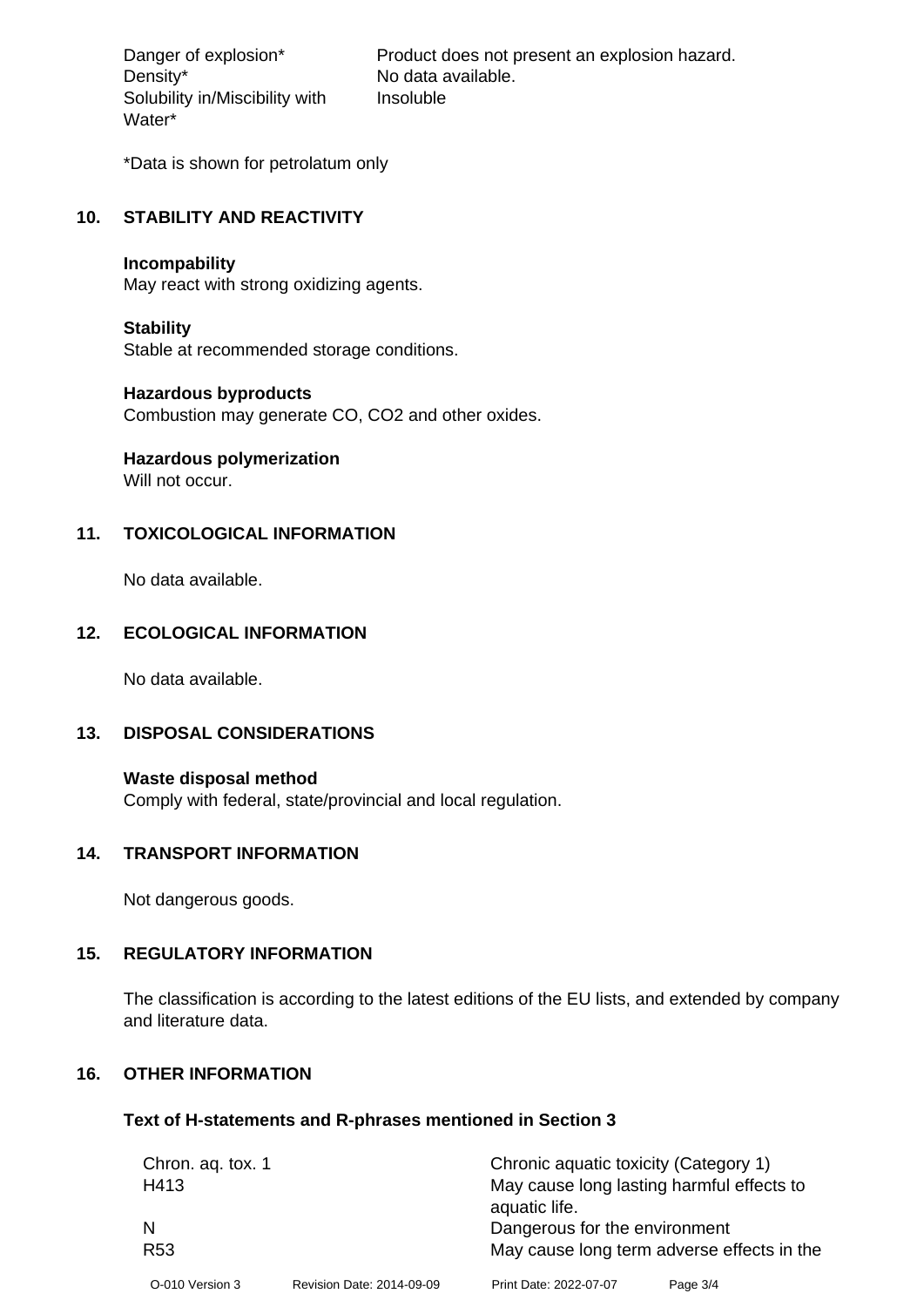| | |
|---|---|
| Danger of explosion* | Product does not present an explosion hazard. |
| Density* | No data available. |
| Solubility in/Miscibility with Water* | Insoluble |

*Data is shown for petrolatum only

## 10. STABILITY AND REACTIVITY

**Incompability**
May react with strong oxidizing agents.

**Stability**
Stable at recommended storage conditions.

**Hazardous byproducts**
Combustion may generate CO, CO2 and other oxides.

**Hazardous polymerization**
Will not occur.

## 11. TOXICOLOGICAL INFORMATION

No data available.

## 12. ECOLOGICAL INFORMATION

No data available.

## 13. DISPOSAL CONSIDERATIONS

**Waste disposal method**
Comply with federal, state/provincial and local regulation.

## 14. TRANSPORT INFORMATION

Not dangerous goods.

## 15. REGULATORY INFORMATION

The classification is according to the latest editions of the EU lists, and extended by company and literature data.

## 16. OTHER INFORMATION

### Text of H-statements and R-phrases mentioned in Section 3

| | |
|---|---|
| Chron. aq. tox. 1 | Chronic aquatic toxicity (Category 1) |
| H413 | May cause long lasting harmful effects to aquatic life. |
| N | Dangerous for the environment |
| R53 | May cause long term adverse effects in the |

O-010 Version 3 Revision Date: 2014-09-09 Print Date: 2022-07-07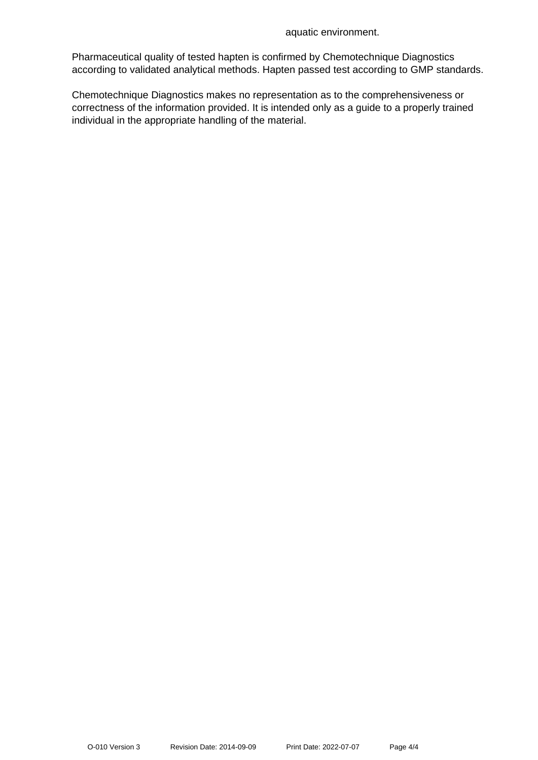aquatic environment.

Pharmaceutical quality of tested hapten is confirmed by Chemotechnique Diagnostics according to validated analytical methods. Hapten passed test according to GMP standards.

Chemotechnique Diagnostics makes no representation as to the comprehensiveness or correctness of the information provided. It is intended only as a guide to a properly trained individual in the appropriate handling of the material.